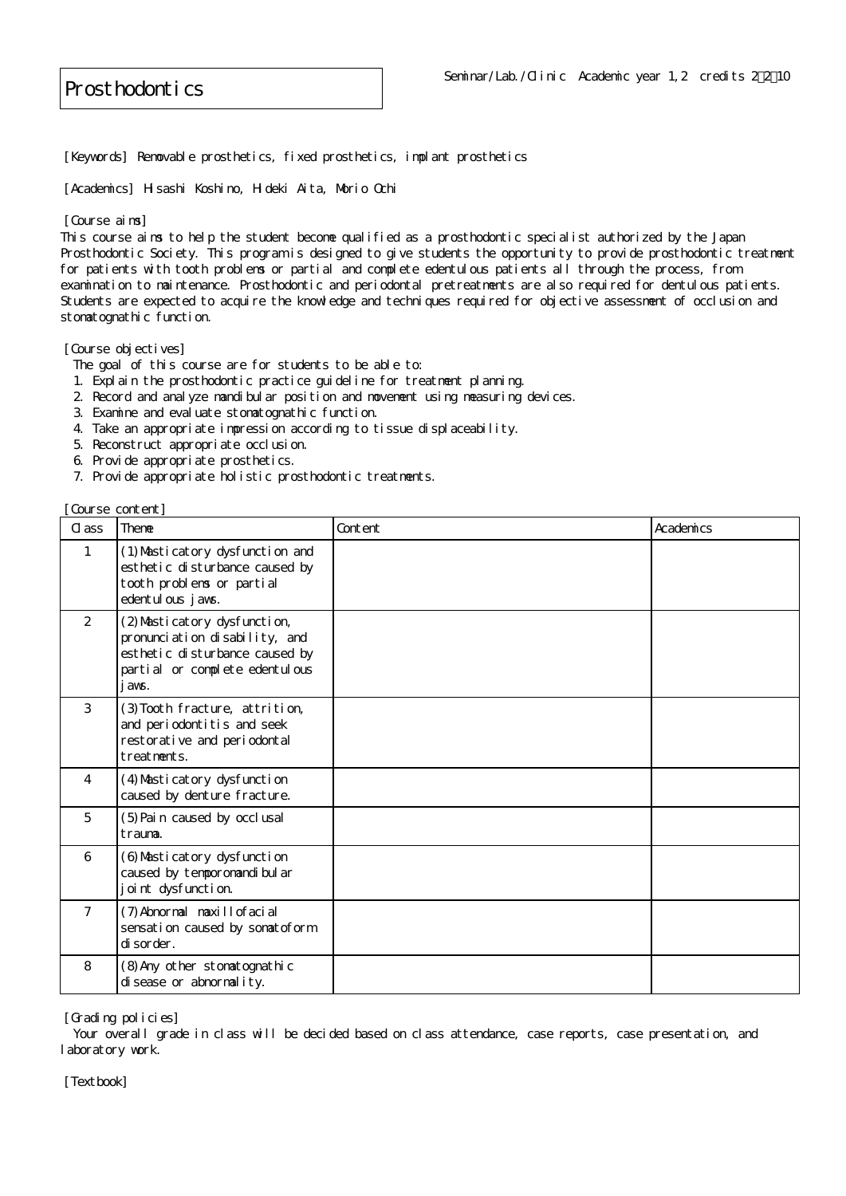# Prosthodontics

Seminar/Lab./Clinic Academic year 1,2 credits 2・2・10

[Keywords] Removable prosthetics, fixed prosthetics, implant prosthetics

[Academics] Hisashi Koshino, Hideki Aita, Morio Ochi

[Course aims]
This course aims to help the student become qualified as a prosthodontic specialist authorized by the Japan Prosthodontic Society. This program is designed to give students the opportunity to provide prosthodontic treatment for patients with tooth problems or partial and complete edentulous patients all through the process, from examination to maintenance. Prosthodontic and periodontal pretreatments are also required for dentulous patients. Students are expected to acquire the knowledge and techniques required for objective assessment of occlusion and stomatognathic function.

[Course objectives]
The goal of this course are for students to be able to:
1. Explain the prosthodontic practice guideline for treatment planning.
2. Record and analyze mandibular position and movement using measuring devices.
3. Examine and evaluate stomatognathic function.
4. Take an appropriate impression according to tissue displaceability.
5. Reconstruct appropriate occlusion.
6. Provide appropriate prosthetics.
7. Provide appropriate holistic prosthodontic treatments.

[Course content]

| Class | Theme | Content | Academics |
|---|---|---|---|
| 1 | (1)Masticatory dysfunction and esthetic disturbance caused by tooth problems or partial edentulous jaws. | | |
| 2 | (2)Masticatory dysfunction, pronunciation disability, and esthetic disturbance caused by partial or complete edentulous jaws. | | |
| 3 | (3)Tooth fracture, attrition, and periodontitis and seek restorative and periodontal treatments. | | |
| 4 | (4)Masticatory dysfunction caused by denture fracture. | | |
| 5 | (5)Pain caused by occlusal trauma. | | |
| 6 | (6)Masticatory dysfunction caused by temporomandibular joint dysfunction. | | |
| 7 | (7)Abnormal maxillofacial sensation caused by somatoform disorder. | | |
| 8 | (8)Any other stomatognathic disease or abnormality. | | |

[Grading policies]
Your overall grade in class will be decided based on class attendance, case reports, case presentation, and laboratory work.

[Textbook]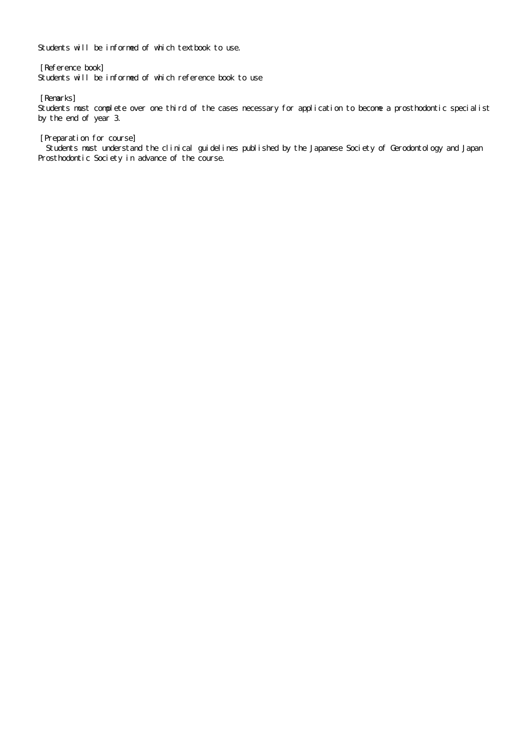Students will be informed of which textbook to use.

[Reference book]
Students will be informed of which reference book to use

[Remarks]
Students must complete over one third of the cases necessary for application to become a prosthodontic specialist by the end of year 3.

[Preparation for course]
Students must understand the clinical guidelines published by the Japanese Society of Gerodontology and Japan Prosthodontic Society in advance of the course.